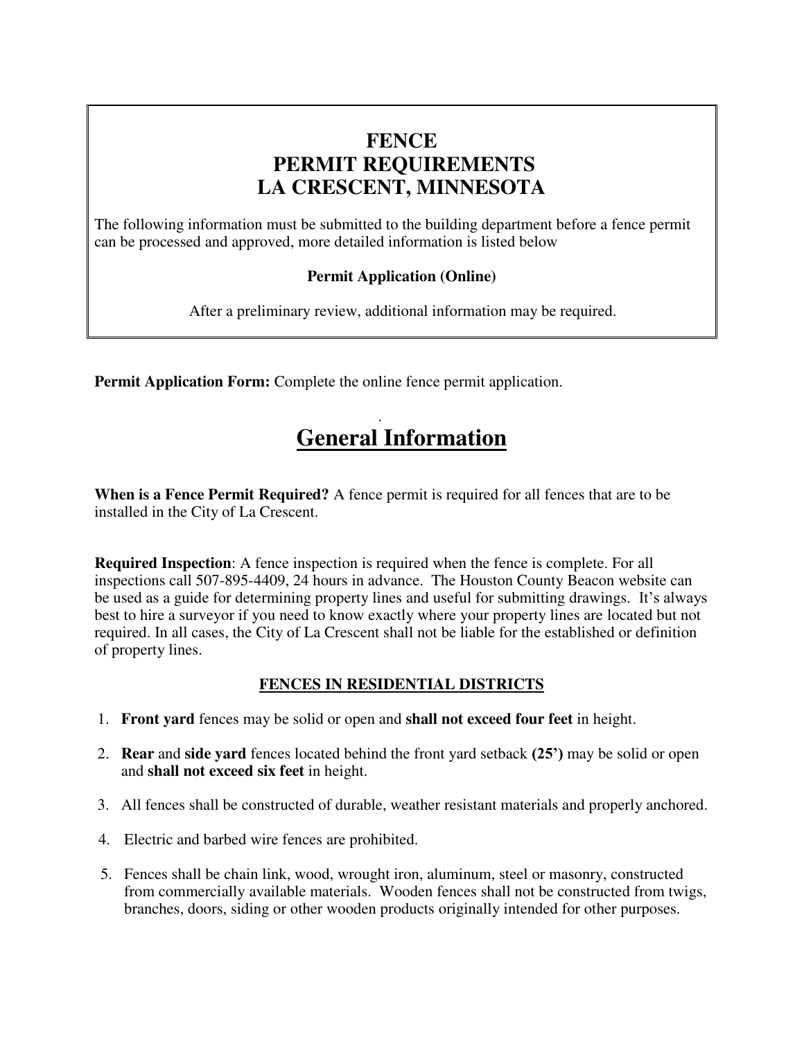# FENCE
# PERMIT REQUIREMENTS
# LA CRESCENT, MINNESOTA

The following information must be submitted to the building department before a fence permit can be processed and approved, more detailed information is listed below

**Permit Application (Online)**

After a preliminary review, additional information may be required.

**Permit Application Form:** Complete the online fence permit application.

## General Information

**When is a Fence Permit Required?** A fence permit is required for all fences that are to be installed in the City of La Crescent.

**Required Inspection**: A fence inspection is required when the fence is complete. For all inspections call 507-895-4409, 24 hours in advance. The Houston County Beacon website can be used as a guide for determining property lines and useful for submitting drawings. It's always best to hire a surveyor if you need to know exactly where your property lines are located but not required. In all cases, the City of La Crescent shall not be liable for the established or definition of property lines.

### FENCES IN RESIDENTIAL DISTRICTS

1. **Front yard** fences may be solid or open and **shall not exceed four feet** in height.
2. **Rear** and **side yard** fences located behind the front yard setback **(25')** may be solid or open and **shall not exceed six feet** in height.
3. All fences shall be constructed of durable, weather resistant materials and properly anchored.
4. Electric and barbed wire fences are prohibited.
5. Fences shall be chain link, wood, wrought iron, aluminum, steel or masonry, constructed from commercially available materials. Wooden fences shall not be constructed from twigs, branches, doors, siding or other wooden products originally intended for other purposes.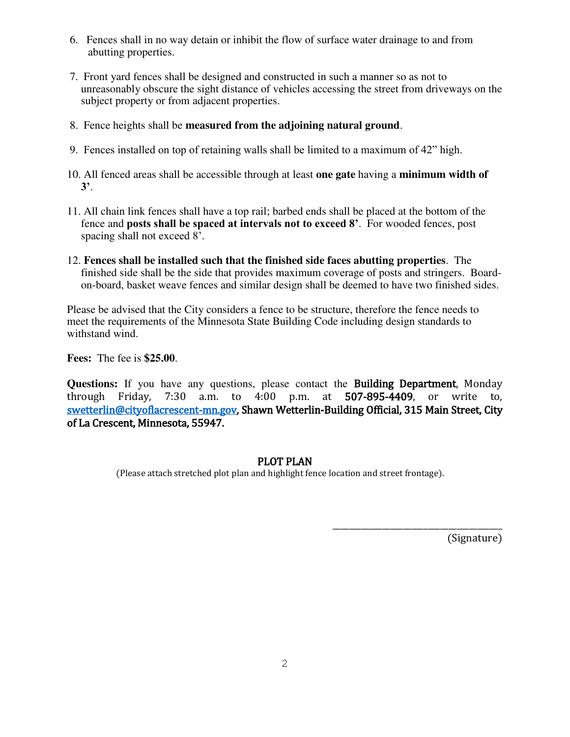6. Fences shall in no way detain or inhibit the flow of surface water drainage to and from abutting properties.

7. Front yard fences shall be designed and constructed in such a manner so as not to unreasonably obscure the sight distance of vehicles accessing the street from driveways on the subject property or from adjacent properties.

8. Fence heights shall be **measured from the adjoining natural ground**.

9. Fences installed on top of retaining walls shall be limited to a maximum of 42" high.

10. All fenced areas shall be accessible through at least **one gate** having a **minimum width of 3'**.

11. All chain link fences shall have a top rail; barbed ends shall be placed at the bottom of the fence and **posts shall be spaced at intervals not to exceed 8'**. For wooded fences, post spacing shall not exceed 8'.

12. **Fences shall be installed such that the finished side faces abutting properties**. The finished side shall be the side that provides maximum coverage of posts and stringers. Board-on-board, basket weave fences and similar design shall be deemed to have two finished sides.

Please be advised that the City considers a fence to be structure, therefore the fence needs to meet the requirements of the Minnesota State Building Code including design standards to withstand wind.

**Fees:** The fee is **$25.00**.

**Questions:** If you have any questions, please contact the **Building Department**, Monday through Friday, 7:30 a.m. to 4:00 p.m. at **507-895-4409**, or write to, **swetterlin@cityoflacrescent-mn.gov, Shawn Wetterlin-Building Official, 315 Main Street, City of La Crescent, Minnesota, 55947.**

## PLOT PLAN

(Please attach stretched plot plan and highlight fence location and street frontage).

\_\_\_\_\_\_\_\_\_\_\_\_\_\_\_\_\_\_\_\_\_\_\_\_\_\_\_\_\_\_\_\_\_\_\_\_

(Signature)